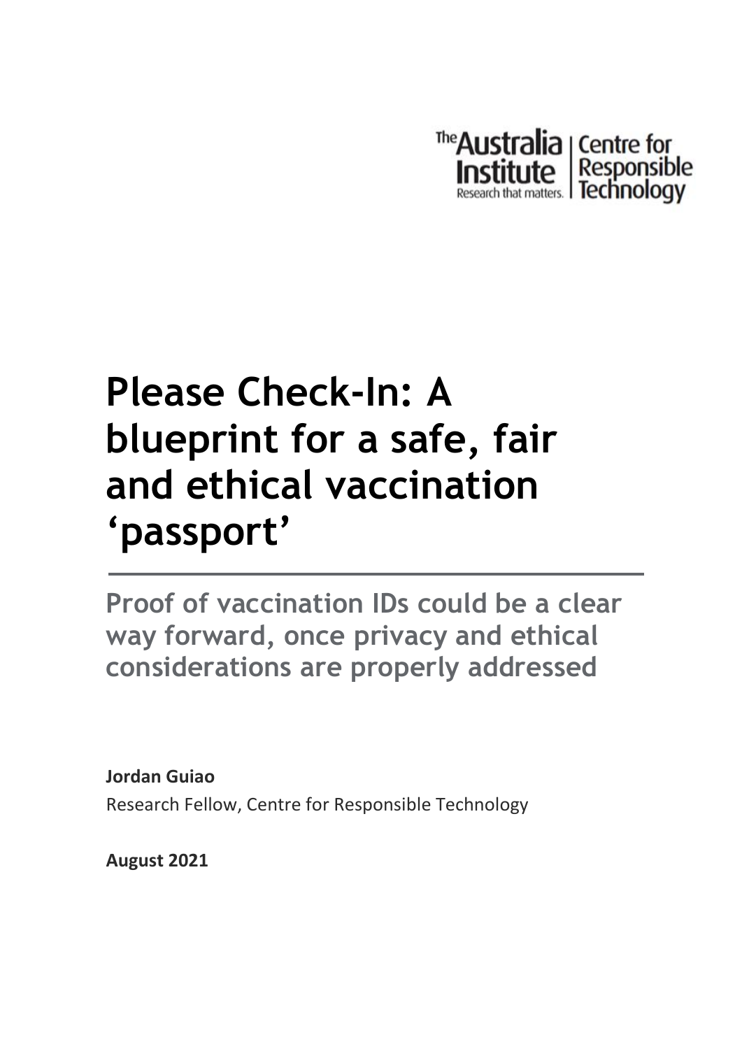The Australia Institute — Research that matters. | Centre for Responsible Technology

# Please Check-In: A blueprint for a safe, fair and ethical vaccination 'passport'

## Proof of vaccination IDs could be a clear way forward, once privacy and ethical considerations are properly addressed

**Jordan Guiao**

Research Fellow, Centre for Responsible Technology

**August 2021**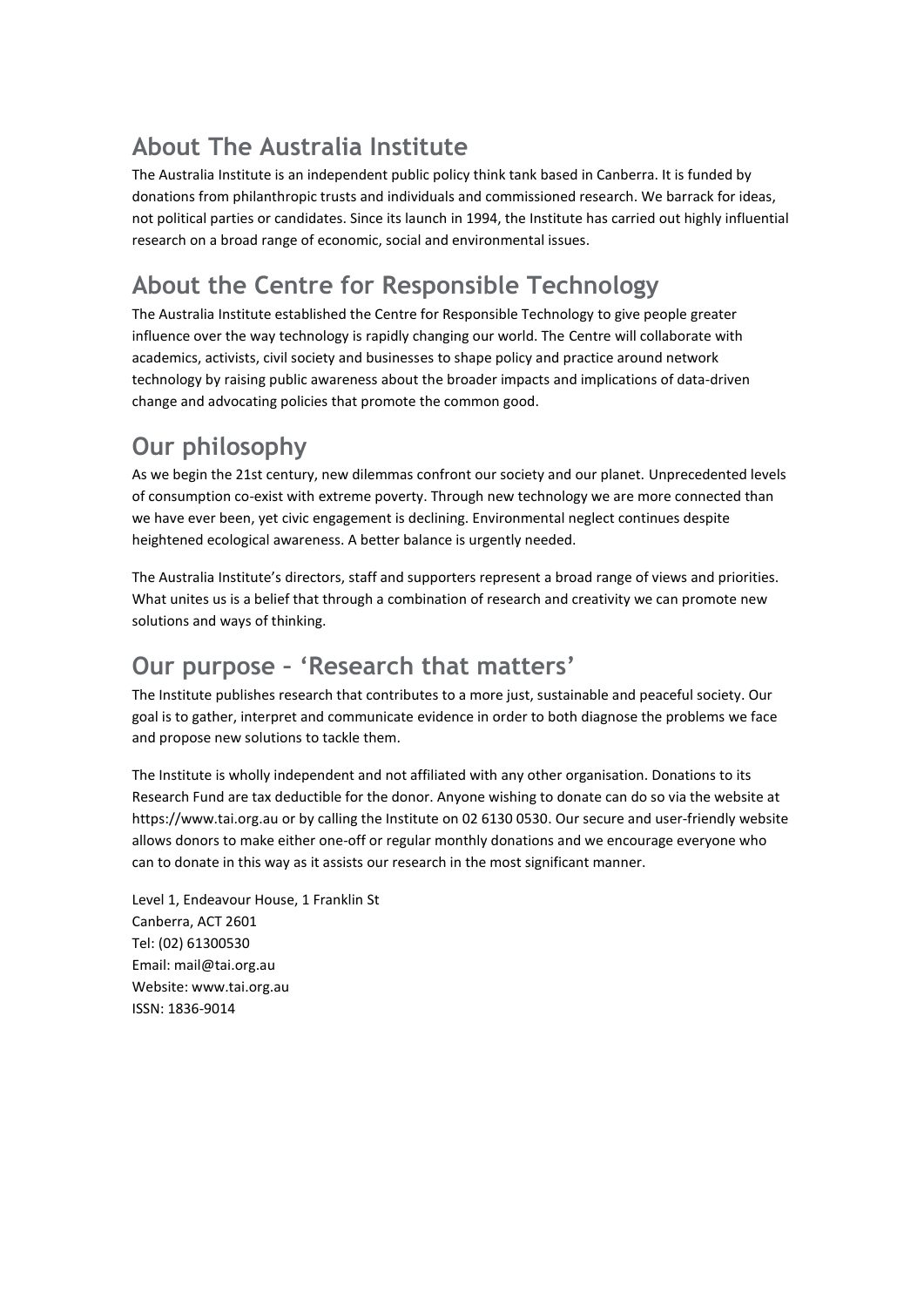## About The Australia Institute

The Australia Institute is an independent public policy think tank based in Canberra. It is funded by donations from philanthropic trusts and individuals and commissioned research. We barrack for ideas, not political parties or candidates. Since its launch in 1994, the Institute has carried out highly influential research on a broad range of economic, social and environmental issues.

## About the Centre for Responsible Technology

The Australia Institute established the Centre for Responsible Technology to give people greater influence over the way technology is rapidly changing our world. The Centre will collaborate with academics, activists, civil society and businesses to shape policy and practice around network technology by raising public awareness about the broader impacts and implications of data-driven change and advocating policies that promote the common good.

## Our philosophy

As we begin the 21st century, new dilemmas confront our society and our planet. Unprecedented levels of consumption co-exist with extreme poverty. Through new technology we are more connected than we have ever been, yet civic engagement is declining. Environmental neglect continues despite heightened ecological awareness. A better balance is urgently needed.

The Australia Institute's directors, staff and supporters represent a broad range of views and priorities. What unites us is a belief that through a combination of research and creativity we can promote new solutions and ways of thinking.

## Our purpose – 'Research that matters'

The Institute publishes research that contributes to a more just, sustainable and peaceful society. Our goal is to gather, interpret and communicate evidence in order to both diagnose the problems we face and propose new solutions to tackle them.

The Institute is wholly independent and not affiliated with any other organisation. Donations to its Research Fund are tax deductible for the donor. Anyone wishing to donate can do so via the website at https://www.tai.org.au or by calling the Institute on 02 6130 0530. Our secure and user-friendly website allows donors to make either one-off or regular monthly donations and we encourage everyone who can to donate in this way as it assists our research in the most significant manner.

Level 1, Endeavour House, 1 Franklin St
Canberra, ACT 2601
Tel: (02) 61300530
Email: mail@tai.org.au
Website: www.tai.org.au
ISSN: 1836-9014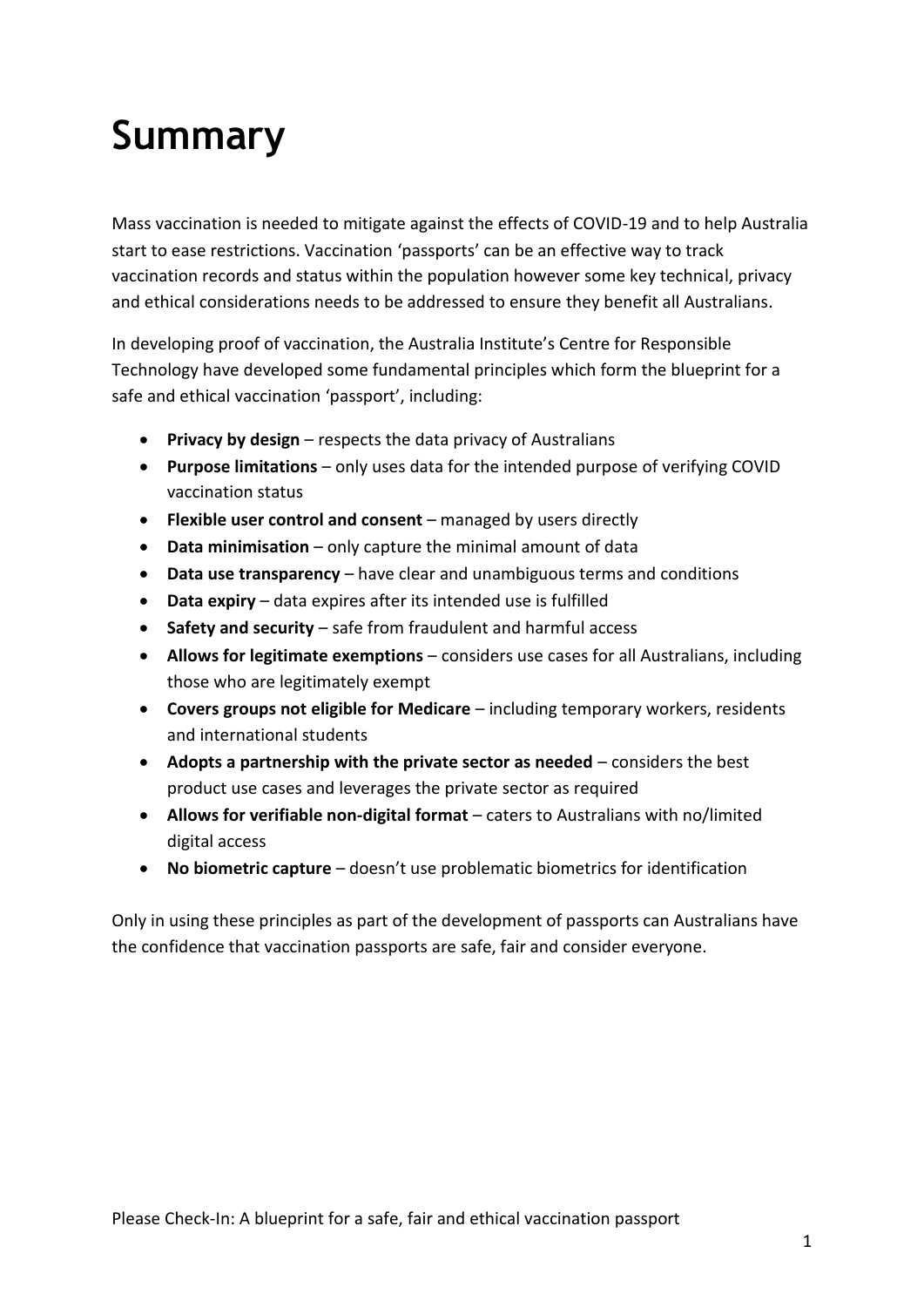# Summary

Mass vaccination is needed to mitigate against the effects of COVID-19 and to help Australia start to ease restrictions. Vaccination 'passports' can be an effective way to track vaccination records and status within the population however some key technical, privacy and ethical considerations needs to be addressed to ensure they benefit all Australians.

In developing proof of vaccination, the Australia Institute's Centre for Responsible Technology have developed some fundamental principles which form the blueprint for a safe and ethical vaccination 'passport', including:

- **Privacy by design** – respects the data privacy of Australians
- **Purpose limitations** – only uses data for the intended purpose of verifying COVID vaccination status
- **Flexible user control and consent** – managed by users directly
- **Data minimisation** – only capture the minimal amount of data
- **Data use transparency** – have clear and unambiguous terms and conditions
- **Data expiry** – data expires after its intended use is fulfilled
- **Safety and security** – safe from fraudulent and harmful access
- **Allows for legitimate exemptions** – considers use cases for all Australians, including those who are legitimately exempt
- **Covers groups not eligible for Medicare** – including temporary workers, residents and international students
- **Adopts a partnership with the private sector as needed** – considers the best product use cases and leverages the private sector as required
- **Allows for verifiable non-digital format** – caters to Australians with no/limited digital access
- **No biometric capture** – doesn't use problematic biometrics for identification

Only in using these principles as part of the development of passports can Australians have the confidence that vaccination passports are safe, fair and consider everyone.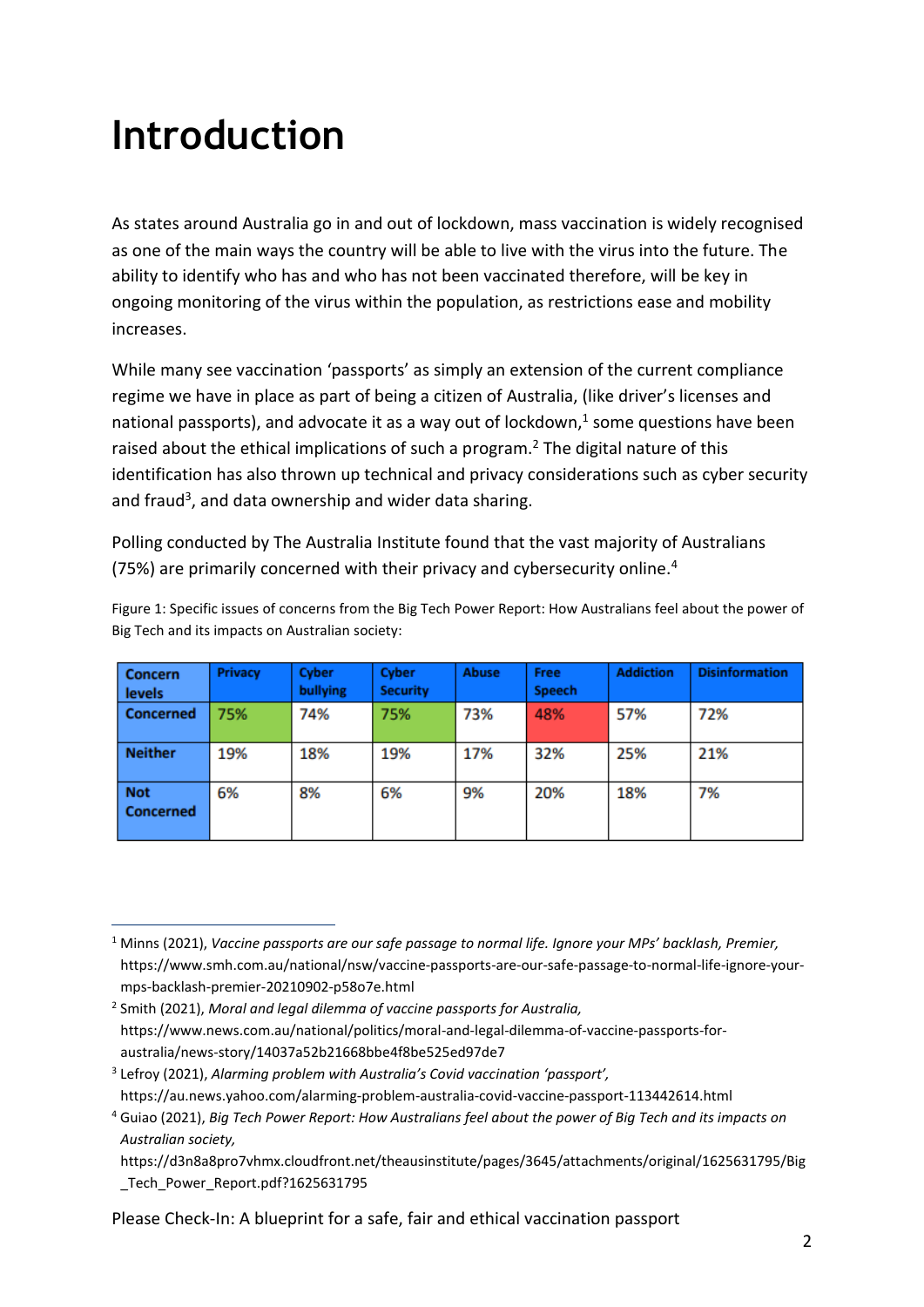# Introduction

As states around Australia go in and out of lockdown, mass vaccination is widely recognised as one of the main ways the country will be able to live with the virus into the future. The ability to identify who has and who has not been vaccinated therefore, will be key in ongoing monitoring of the virus within the population, as restrictions ease and mobility increases.

While many see vaccination 'passports' as simply an extension of the current compliance regime we have in place as part of being a citizen of Australia, (like driver's licenses and national passports), and advocate it as a way out of lockdown,[1] some questions have been raised about the ethical implications of such a program.[2] The digital nature of this identification has also thrown up technical and privacy considerations such as cyber security and fraud[3], and data ownership and wider data sharing.

Polling conducted by The Australia Institute found that the vast majority of Australians (75%) are primarily concerned with their privacy and cybersecurity online.[4]

Figure 1: Specific issues of concerns from the Big Tech Power Report: How Australians feel about the power of Big Tech and its impacts on Australian society:

| Concern levels | Privacy | Cyber bullying | Cyber Security | Abuse | Free Speech | Addiction | Disinformation |
|---|---|---|---|---|---|---|---|
| Concerned | 75% | 74% | 75% | 73% | 48% | 57% | 72% |
| Neither | 19% | 18% | 19% | 17% | 32% | 25% | 21% |
| Not Concerned | 6% | 8% | 6% | 9% | 20% | 18% | 7% |

---

[1] Minns (2021), *Vaccine passports are our safe passage to normal life. Ignore your MPs' backlash, Premier,* https://www.smh.com.au/national/nsw/vaccine-passports-are-our-safe-passage-to-normal-life-ignore-your-mps-backlash-premier-20210902-p58o7e.html

[2] Smith (2021), *Moral and legal dilemma of vaccine passports for Australia,* https://www.news.com.au/national/politics/moral-and-legal-dilemma-of-vaccine-passports-for-australia/news-story/14037a52b21668bbe4f8be525ed97de7

[3] Lefroy (2021), *Alarming problem with Australia's Covid vaccination 'passport',* https://au.news.yahoo.com/alarming-problem-australia-covid-vaccine-passport-113442614.html

[4] Guiao (2021), *Big Tech Power Report: How Australians feel about the power of Big Tech and its impacts on Australian society,* https://d3n8a8pro7vhmx.cloudfront.net/theausinstitute/pages/3645/attachments/original/1625631795/Big_Tech_Power_Report.pdf?1625631795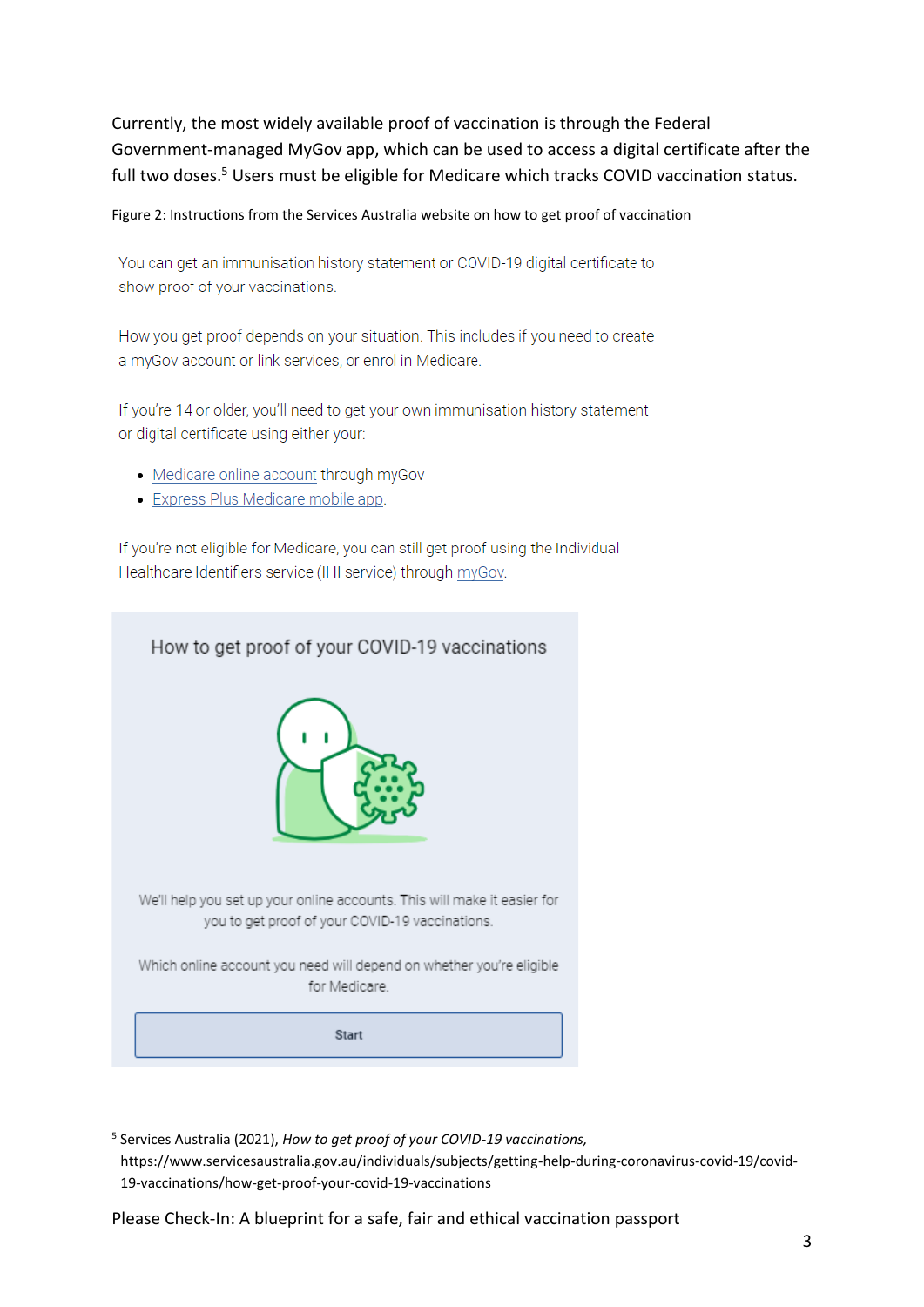Currently, the most widely available proof of vaccination is through the Federal Government-managed MyGov app, which can be used to access a digital certificate after the full two doses.[5] Users must be eligible for Medicare which tracks COVID vaccination status.

Figure 2: Instructions from the Services Australia website on how to get proof of vaccination

You can get an immunisation history statement or COVID-19 digital certificate to show proof of your vaccinations.

How you get proof depends on your situation. This includes if you need to create a myGov account or link services, or enrol in Medicare.

If you're 14 or older, you'll need to get your own immunisation history statement or digital certificate using either your:

- Medicare online account through myGov
- Express Plus Medicare mobile app.

If you're not eligible for Medicare, you can still get proof using the Individual Healthcare Identifiers service (IHI service) through myGov.

How to get proof of your COVID-19 vaccinations

We'll help you set up your online accounts. This will make it easier for you to get proof of your COVID-19 vaccinations.

Which online account you need will depend on whether you're eligible for Medicare.

Start

---

[5] Services Australia (2021), *How to get proof of your COVID-19 vaccinations,* https://www.servicesaustralia.gov.au/individuals/subjects/getting-help-during-coronavirus-covid-19/covid-19-vaccinations/how-get-proof-your-covid-19-vaccinations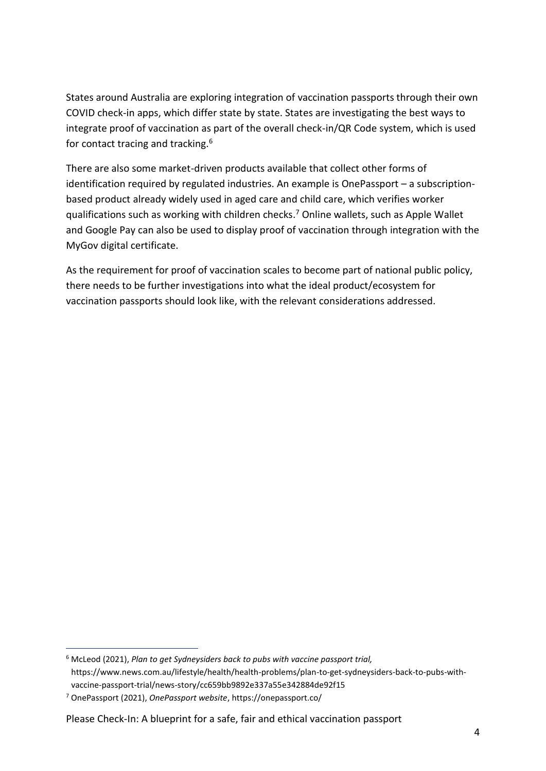States around Australia are exploring integration of vaccination passports through their own COVID check-in apps, which differ state by state. States are investigating the best ways to integrate proof of vaccination as part of the overall check-in/QR Code system, which is used for contact tracing and tracking.[6]

There are also some market-driven products available that collect other forms of identification required by regulated industries. An example is OnePassport – a subscription-based product already widely used in aged care and child care, which verifies worker qualifications such as working with children checks.[7] Online wallets, such as Apple Wallet and Google Pay can also be used to display proof of vaccination through integration with the MyGov digital certificate.

As the requirement for proof of vaccination scales to become part of national public policy, there needs to be further investigations into what the ideal product/ecosystem for vaccination passports should look like, with the relevant considerations addressed.

---

[6] McLeod (2021), *Plan to get Sydneysiders back to pubs with vaccine passport trial,* https://www.news.com.au/lifestyle/health/health-problems/plan-to-get-sydneysiders-back-to-pubs-with-vaccine-passport-trial/news-story/cc659bb9892e337a55e342884de92f15

[7] OnePassport (2021), *OnePassport website*, https://onepassport.co/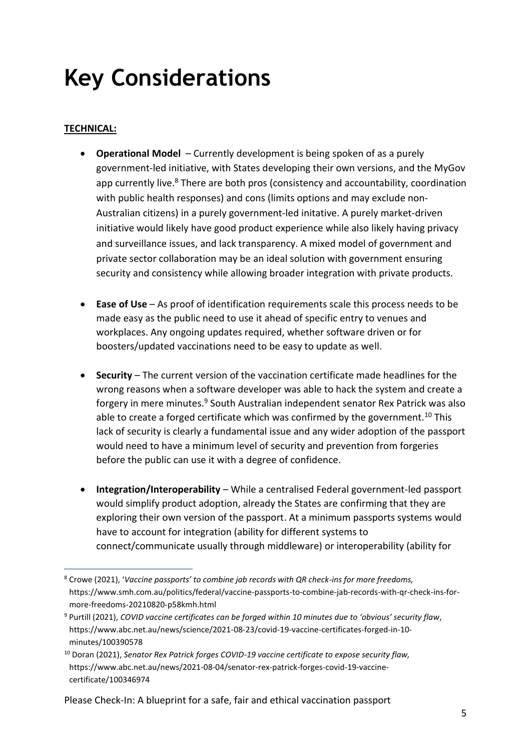# Key Considerations

**TECHNICAL:**

- **Operational Model** – Currently development is being spoken of as a purely government-led initiative, with States developing their own versions, and the MyGov app currently live.[8] There are both pros (consistency and accountability, coordination with public health responses) and cons (limits options and may exclude non-Australian citizens) in a purely government-led initative. A purely market-driven initiative would likely have good product experience while also likely having privacy and surveillance issues, and lack transparency. A mixed model of government and private sector collaboration may be an ideal solution with government ensuring security and consistency while allowing broader integration with private products.

- **Ease of Use** – As proof of identification requirements scale this process needs to be made easy as the public need to use it ahead of specific entry to venues and workplaces. Any ongoing updates required, whether software driven or for boosters/updated vaccinations need to be easy to update as well.

- **Security** – The current version of the vaccination certificate made headlines for the wrong reasons when a software developer was able to hack the system and create a forgery in mere minutes.[9] South Australian independent senator Rex Patrick was also able to create a forged certificate which was confirmed by the government.[10] This lack of security is clearly a fundamental issue and any wider adoption of the passport would need to have a minimum level of security and prevention from forgeries before the public can use it with a degree of confidence.

- **Integration/Interoperability** – While a centralised Federal government-led passport would simplify product adoption, already the States are confirming that they are exploring their own version of the passport. At a minimum passports systems would have to account for integration (ability for different systems to connect/communicate usually through middleware) or interoperability (ability for

---

[8] Crowe (2021), '*Vaccine passports' to combine jab records with QR check-ins for more freedoms,* https://www.smh.com.au/politics/federal/vaccine-passports-to-combine-jab-records-with-qr-check-ins-for-more-freedoms-20210820-p58kmh.html

[9] Purtill (2021), *COVID vaccine certificates can be forged within 10 minutes due to 'obvious' security flaw*, https://www.abc.net.au/news/science/2021-08-23/covid-19-vaccine-certificates-forged-in-10-minutes/100390578

[10] Doran (2021), *Senator Rex Patrick forges COVID-19 vaccine certificate to expose security flaw,* https://www.abc.net.au/news/2021-08-04/senator-rex-patrick-forges-covid-19-vaccine-certificate/100346974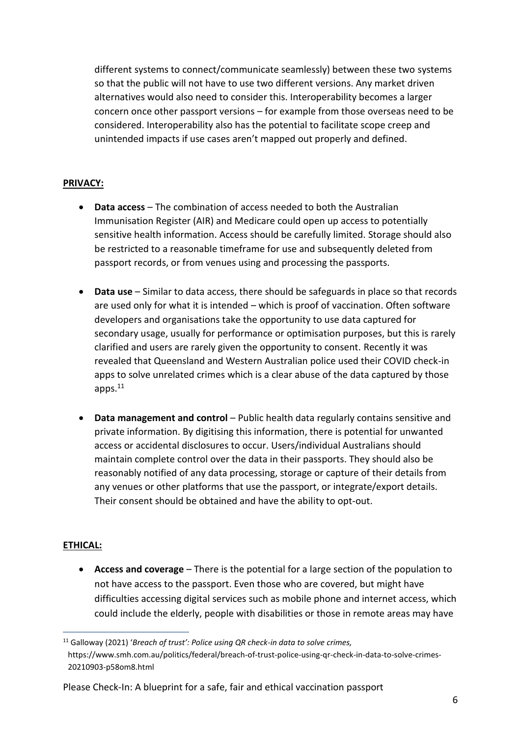different systems to connect/communicate seamlessly) between these two systems so that the public will not have to use two different versions. Any market driven alternatives would also need to consider this. Interoperability becomes a larger concern once other passport versions – for example from those overseas need to be considered. Interoperability also has the potential to facilitate scope creep and unintended impacts if use cases aren't mapped out properly and defined.

**PRIVACY:**

- **Data access** – The combination of access needed to both the Australian Immunisation Register (AIR) and Medicare could open up access to potentially sensitive health information. Access should be carefully limited. Storage should also be restricted to a reasonable timeframe for use and subsequently deleted from passport records, or from venues using and processing the passports.

- **Data use** – Similar to data access, there should be safeguards in place so that records are used only for what it is intended – which is proof of vaccination. Often software developers and organisations take the opportunity to use data captured for secondary usage, usually for performance or optimisation purposes, but this is rarely clarified and users are rarely given the opportunity to consent. Recently it was revealed that Queensland and Western Australian police used their COVID check-in apps to solve unrelated crimes which is a clear abuse of the data captured by those apps.[11]

- **Data management and control** – Public health data regularly contains sensitive and private information. By digitising this information, there is potential for unwanted access or accidental disclosures to occur. Users/individual Australians should maintain complete control over the data in their passports. They should also be reasonably notified of any data processing, storage or capture of their details from any venues or other platforms that use the passport, or integrate/export details. Their consent should be obtained and have the ability to opt-out.

**ETHICAL:**

- **Access and coverage** – There is the potential for a large section of the population to not have access to the passport. Even those who are covered, but might have difficulties accessing digital services such as mobile phone and internet access, which could include the elderly, people with disabilities or those in remote areas may have

[11] Galloway (2021) '*Breach of trust': Police using QR check-in data to solve crimes,* https://www.smh.com.au/politics/federal/breach-of-trust-police-using-qr-check-in-data-to-solve-crimes-20210903-p58om8.html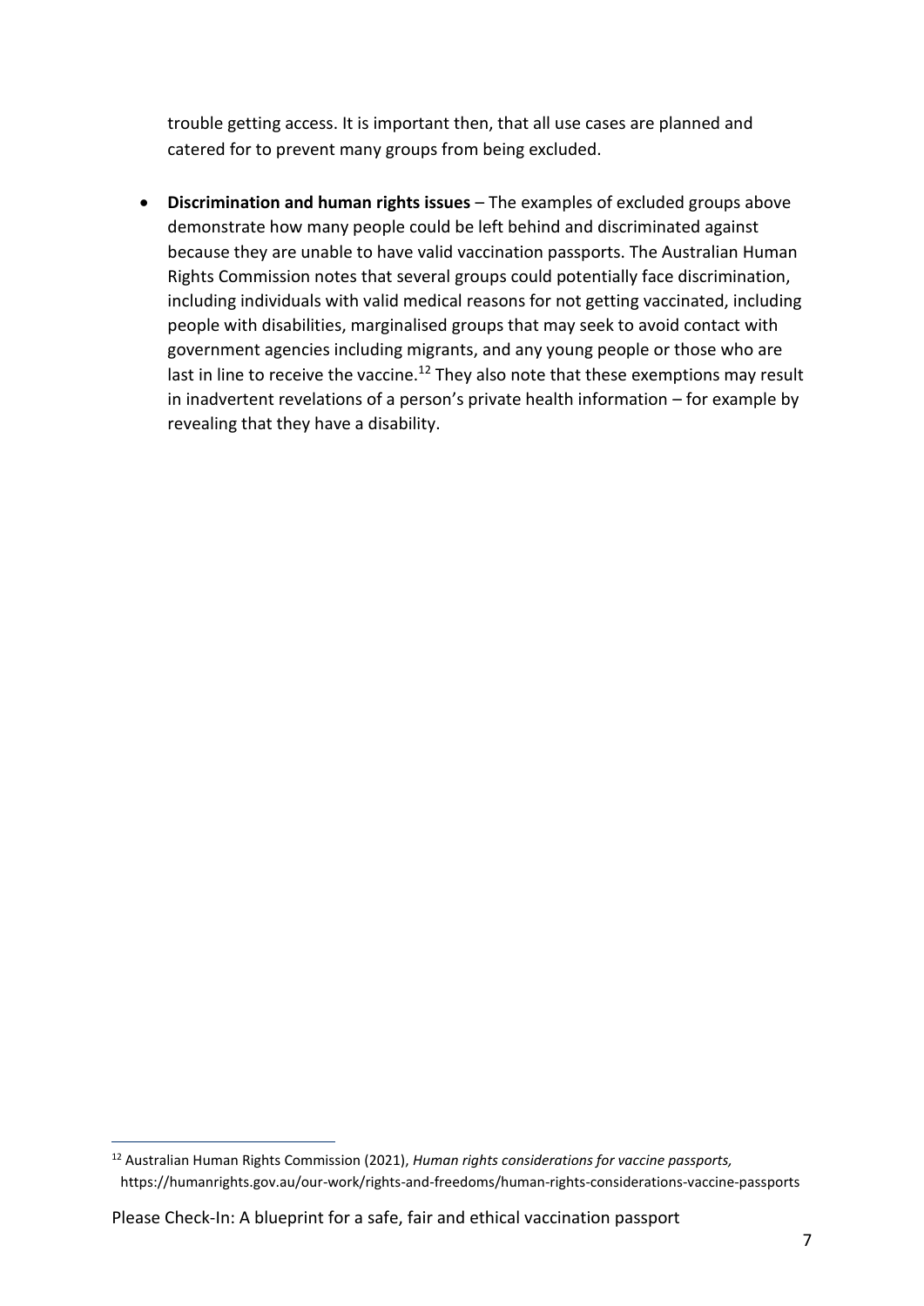trouble getting access. It is important then, that all use cases are planned and catered for to prevent many groups from being excluded.

- **Discrimination and human rights issues** – The examples of excluded groups above demonstrate how many people could be left behind and discriminated against because they are unable to have valid vaccination passports. The Australian Human Rights Commission notes that several groups could potentially face discrimination, including individuals with valid medical reasons for not getting vaccinated, including people with disabilities, marginalised groups that may seek to avoid contact with government agencies including migrants, and any young people or those who are last in line to receive the vaccine.[12] They also note that these exemptions may result in inadvertent revelations of a person's private health information – for example by revealing that they have a disability.

[12] Australian Human Rights Commission (2021), *Human rights considerations for vaccine passports,* https://humanrights.gov.au/our-work/rights-and-freedoms/human-rights-considerations-vaccine-passports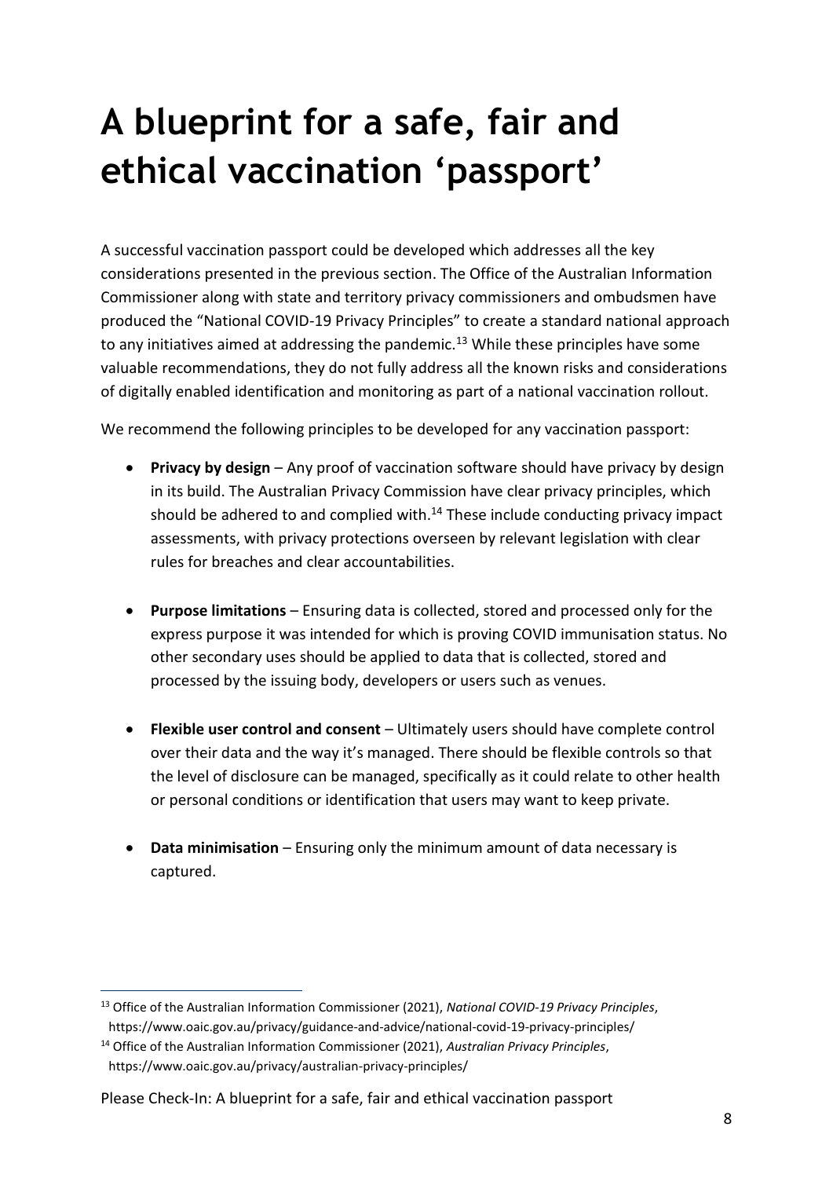# A blueprint for a safe, fair and ethical vaccination 'passport'

A successful vaccination passport could be developed which addresses all the key considerations presented in the previous section. The Office of the Australian Information Commissioner along with state and territory privacy commissioners and ombudsmen have produced the "National COVID-19 Privacy Principles" to create a standard national approach to any initiatives aimed at addressing the pandemic.[13] While these principles have some valuable recommendations, they do not fully address all the known risks and considerations of digitally enabled identification and monitoring as part of a national vaccination rollout.

We recommend the following principles to be developed for any vaccination passport:

- **Privacy by design** – Any proof of vaccination software should have privacy by design in its build. The Australian Privacy Commission have clear privacy principles, which should be adhered to and complied with.[14] These include conducting privacy impact assessments, with privacy protections overseen by relevant legislation with clear rules for breaches and clear accountabilities.

- **Purpose limitations** – Ensuring data is collected, stored and processed only for the express purpose it was intended for which is proving COVID immunisation status. No other secondary uses should be applied to data that is collected, stored and processed by the issuing body, developers or users such as venues.

- **Flexible user control and consent** – Ultimately users should have complete control over their data and the way it's managed. There should be flexible controls so that the level of disclosure can be managed, specifically as it could relate to other health or personal conditions or identification that users may want to keep private.

- **Data minimisation** – Ensuring only the minimum amount of data necessary is captured.

---

[13] Office of the Australian Information Commissioner (2021), *National COVID-19 Privacy Principles*, https://www.oaic.gov.au/privacy/guidance-and-advice/national-covid-19-privacy-principles/

[14] Office of the Australian Information Commissioner (2021), *Australian Privacy Principles*, https://www.oaic.gov.au/privacy/australian-privacy-principles/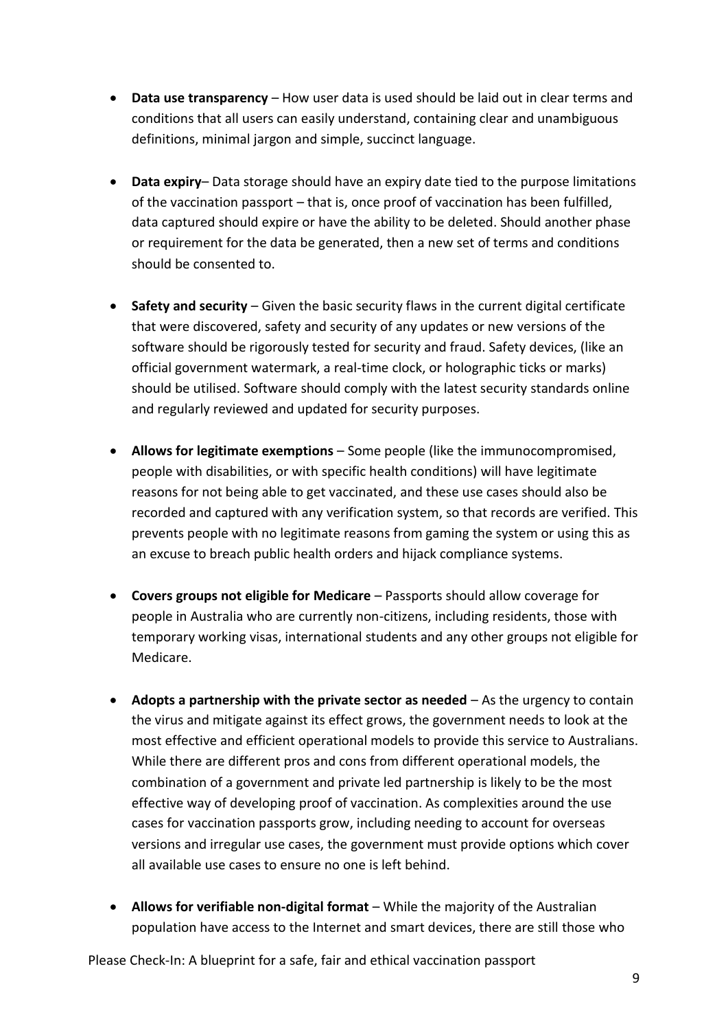- **Data use transparency** – How user data is used should be laid out in clear terms and conditions that all users can easily understand, containing clear and unambiguous definitions, minimal jargon and simple, succinct language.

- **Data expiry**– Data storage should have an expiry date tied to the purpose limitations of the vaccination passport – that is, once proof of vaccination has been fulfilled, data captured should expire or have the ability to be deleted. Should another phase or requirement for the data be generated, then a new set of terms and conditions should be consented to.

- **Safety and security** – Given the basic security flaws in the current digital certificate that were discovered, safety and security of any updates or new versions of the software should be rigorously tested for security and fraud. Safety devices, (like an official government watermark, a real-time clock, or holographic ticks or marks) should be utilised. Software should comply with the latest security standards online and regularly reviewed and updated for security purposes.

- **Allows for legitimate exemptions** – Some people (like the immunocompromised, people with disabilities, or with specific health conditions) will have legitimate reasons for not being able to get vaccinated, and these use cases should also be recorded and captured with any verification system, so that records are verified. This prevents people with no legitimate reasons from gaming the system or using this as an excuse to breach public health orders and hijack compliance systems.

- **Covers groups not eligible for Medicare** – Passports should allow coverage for people in Australia who are currently non-citizens, including residents, those with temporary working visas, international students and any other groups not eligible for Medicare.

- **Adopts a partnership with the private sector as needed** – As the urgency to contain the virus and mitigate against its effect grows, the government needs to look at the most effective and efficient operational models to provide this service to Australians. While there are different pros and cons from different operational models, the combination of a government and private led partnership is likely to be the most effective way of developing proof of vaccination. As complexities around the use cases for vaccination passports grow, including needing to account for overseas versions and irregular use cases, the government must provide options which cover all available use cases to ensure no one is left behind.

- **Allows for verifiable non-digital format** – While the majority of the Australian population have access to the Internet and smart devices, there are still those who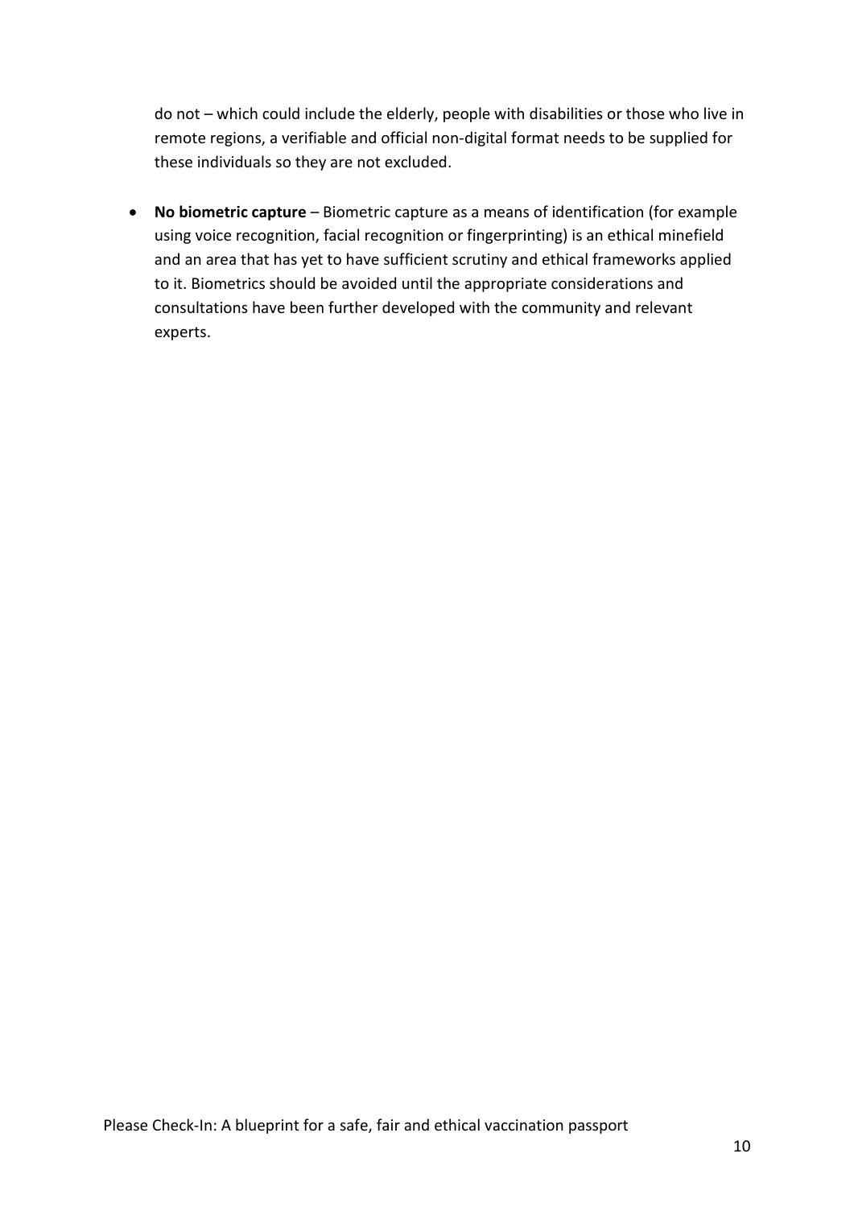do not – which could include the elderly, people with disabilities or those who live in remote regions, a verifiable and official non-digital format needs to be supplied for these individuals so they are not excluded.

- **No biometric capture** – Biometric capture as a means of identification (for example using voice recognition, facial recognition or fingerprinting) is an ethical minefield and an area that has yet to have sufficient scrutiny and ethical frameworks applied to it. Biometrics should be avoided until the appropriate considerations and consultations have been further developed with the community and relevant experts.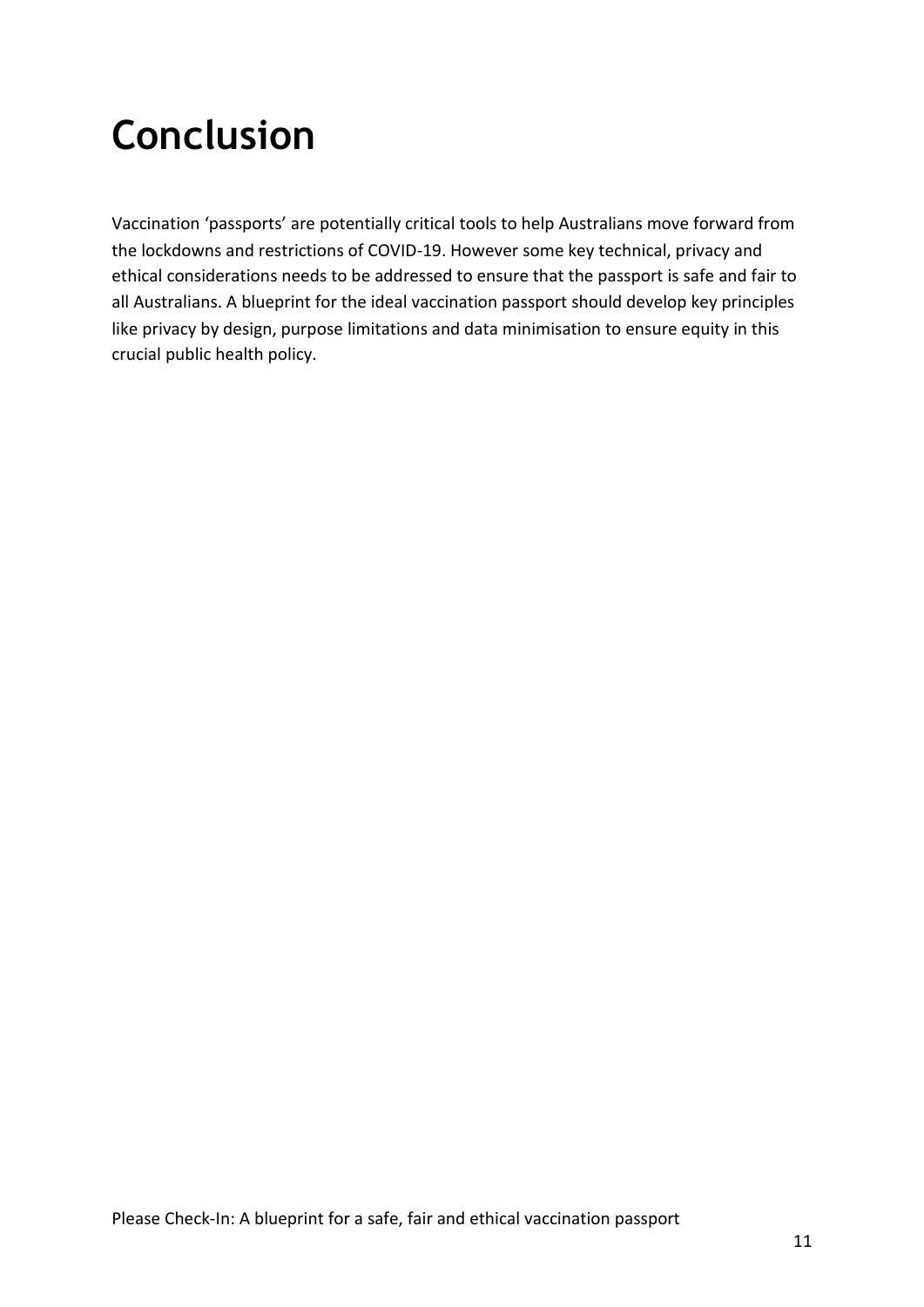# Conclusion

Vaccination 'passports' are potentially critical tools to help Australians move forward from the lockdowns and restrictions of COVID-19. However some key technical, privacy and ethical considerations needs to be addressed to ensure that the passport is safe and fair to all Australians. A blueprint for the ideal vaccination passport should develop key principles like privacy by design, purpose limitations and data minimisation to ensure equity in this crucial public health policy.